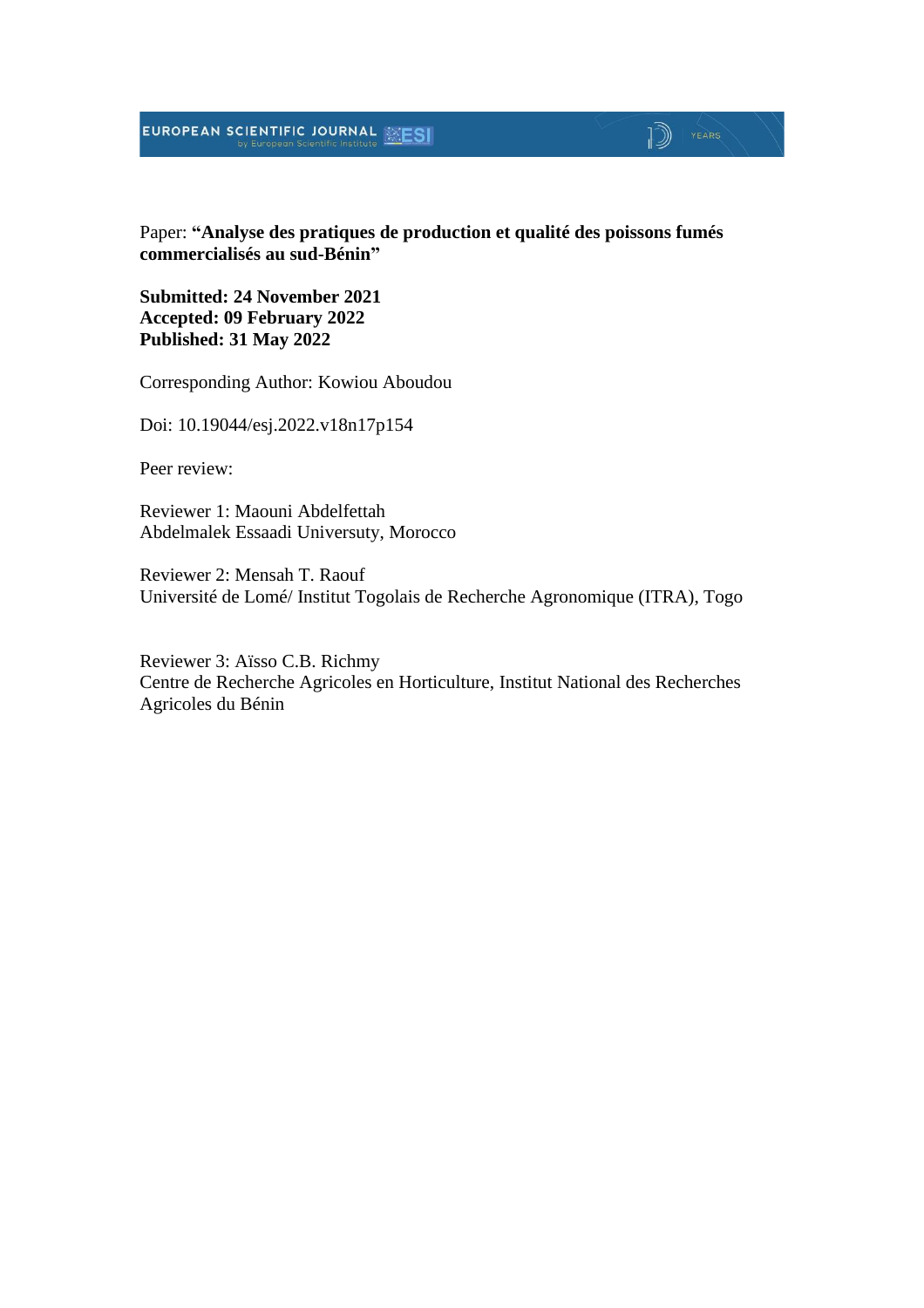Paper: **“Analyse des pratiques de production et qualité des poissons fumés commercialisés au sud-Bénin”**

**Submitted: 24 November 2021**
**Accepted: 09 February 2022**
**Published: 31 May 2022**

Corresponding Author: Kowiou Aboudou

Doi: 10.19044/esj.2022.v18n17p154

Peer review:

Reviewer 1: Maouni Abdelfettah
Abdelmalek Essaadi Universuty, Morocco

Reviewer 2: Mensah T. Raouf
Université de Lomé/ Institut Togolais de Recherche Agronomique (ITRA), Togo

Reviewer 3: Aïsso C.B. Richmy
Centre de Recherche Agricoles en Horticulture, Institut National des Recherches Agricoles du Bénin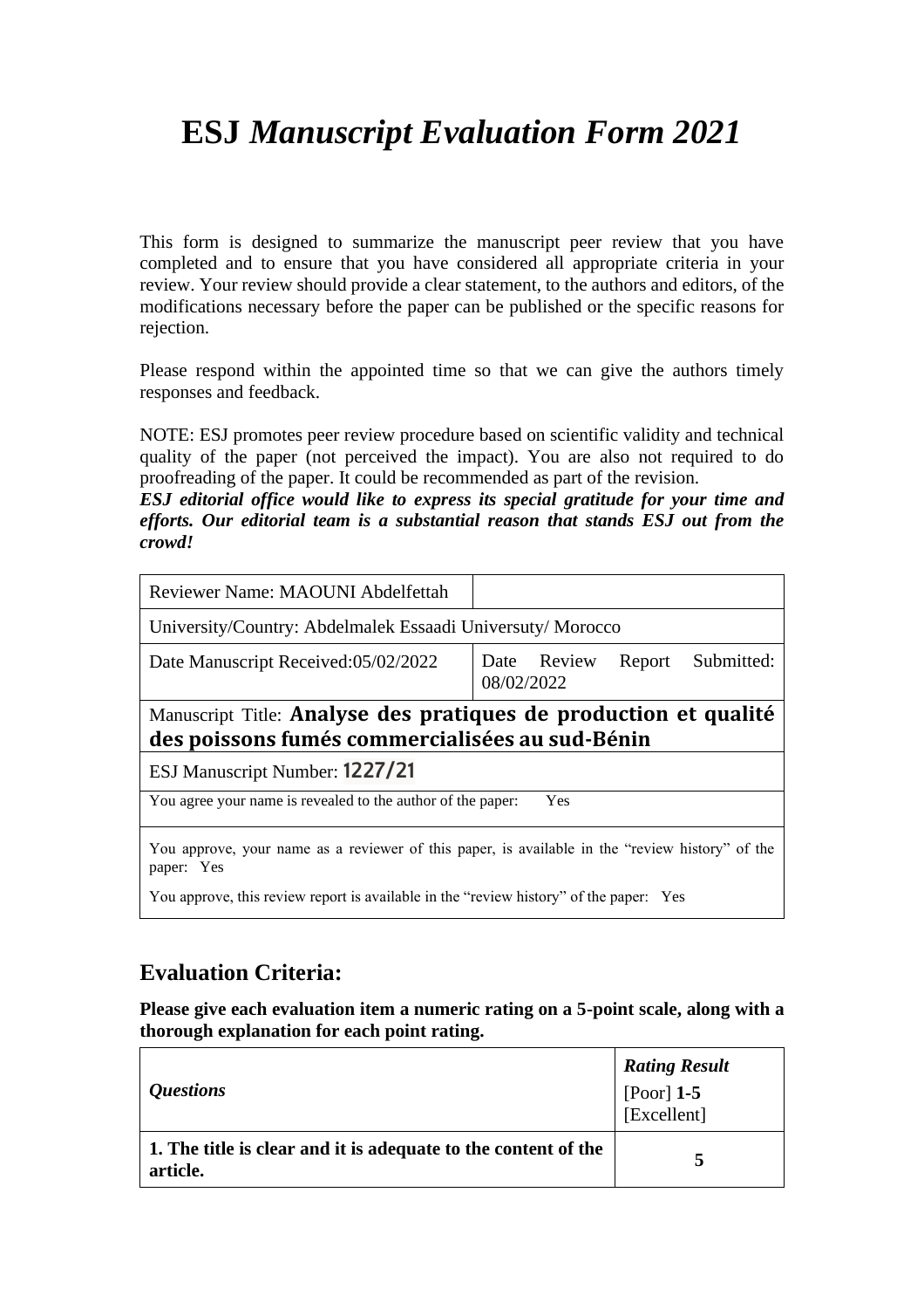# ESJ *Manuscript Evaluation Form 2021*

This form is designed to summarize the manuscript peer review that you have completed and to ensure that you have considered all appropriate criteria in your review. Your review should provide a clear statement, to the authors and editors, of the modifications necessary before the paper can be published or the specific reasons for rejection.

Please respond within the appointed time so that we can give the authors timely responses and feedback.

NOTE: ESJ promotes peer review procedure based on scientific validity and technical quality of the paper (not perceived the impact). You are also not required to do proofreading of the paper. It could be recommended as part of the revision.

***ESJ editorial office would like to express its special gratitude for your time and efforts. Our editorial team is a substantial reason that stands ESJ out from the crowd!***

| Reviewer Name: MAOUNI Abdelfettah | |
|---|---|
| University/Country: Abdelmalek Essaadi Universuty/ Morocco | |
| Date Manuscript Received:05/02/2022 | Date Review Report Submitted: 08/02/2022 |
| Manuscript Title: **Analyse des pratiques de production et qualité des poissons fumés commercialisées au sud-Bénin** | |
| ESJ Manuscript Number: **1227/21** | |
| You agree your name is revealed to the author of the paper: Yes | |
| You approve, your name as a reviewer of this paper, is available in the "review history" of the paper: Yes<br>You approve, this review report is available in the "review history" of the paper: Yes | |

## Evaluation Criteria:

**Please give each evaluation item a numeric rating on a 5-point scale, along with a thorough explanation for each point rating.**

| *Questions* | ***Rating Result***<br>[Poor] **1-5** [Excellent] |
|---|---|
| **1. The title is clear and it is adequate to the content of the article.** | **5** |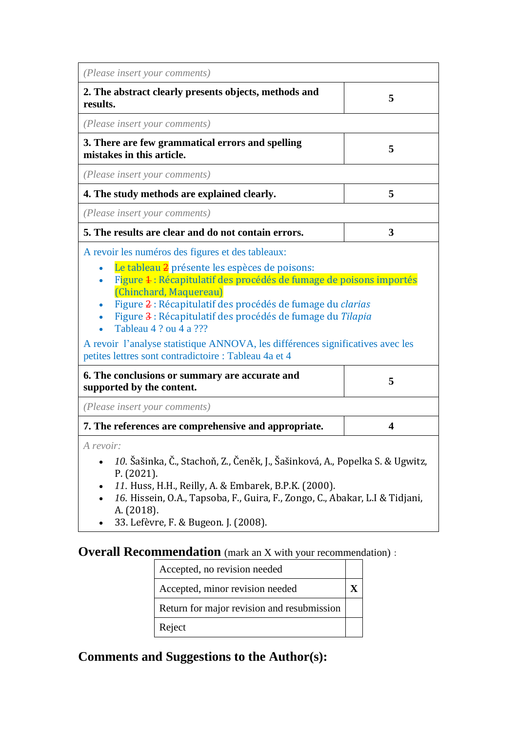| (Please insert your comments) | |
|---|---|
| **2. The abstract clearly presents objects, methods and results.** | **5** |
| (Please insert your comments) | |
| **3. There are few grammatical errors and spelling mistakes in this article.** | **5** |
| (Please insert your comments) | |
| **4. The study methods are explained clearly.** | **5** |
| (Please insert your comments) | |
| **5. The results are clear and do not contain errors.** | **3** |
| A revoir les numéros des figures et des tableaux:<br>• Le tableau ~~2~~ présente les espèces de poisons:<br>• Figure ~~1~~ : Récapitulatif des procédés de fumage de poisons importés (Chinchard, Maquereau)<br>• Figure ~~2~~ : Récapitulatif des procédés de fumage du *clarias*<br>• Figure ~~3~~ : Récapitulatif des procédés de fumage du *Tilapia*<br>• Tableau 4 ? ou 4 a ???<br>A revoir l'analyse statistique ANNOVA, les différences significatives avec les petites lettres sont contradictoire : Tableau 4a et 4 | |
| **6. The conclusions or summary are accurate and supported by the content.** | **5** |
| (Please insert your comments) | |
| **7. The references are comprehensive and appropriate.** | **4** |
| *A revoir:*<br>• *10.* Šašinka, Č., Stachoň, Z., Čeněk, J., Šašinková, A., Popelka S. & Ugwitz, P. (2021).<br>• *11.* Huss, H.H., Reilly, A. & Embarek, B.P.K. (2000).<br>• *16.* Hissein, O.A., Tapsoba, F., Guira, F., Zongo, C., Abakar, L.I & Tidjani, A. (2018).<br>• 33. Lefèvre, F. & Bugeon. J. (2008). | |

**Overall Recommendation** (mark an X with your recommendation) :

| Recommendation | |
|---|---|
| Accepted, no revision needed | |
| Accepted, minor revision needed | **X** |
| Return for major revision and resubmission | |
| Reject | |

## Comments and Suggestions to the Author(s):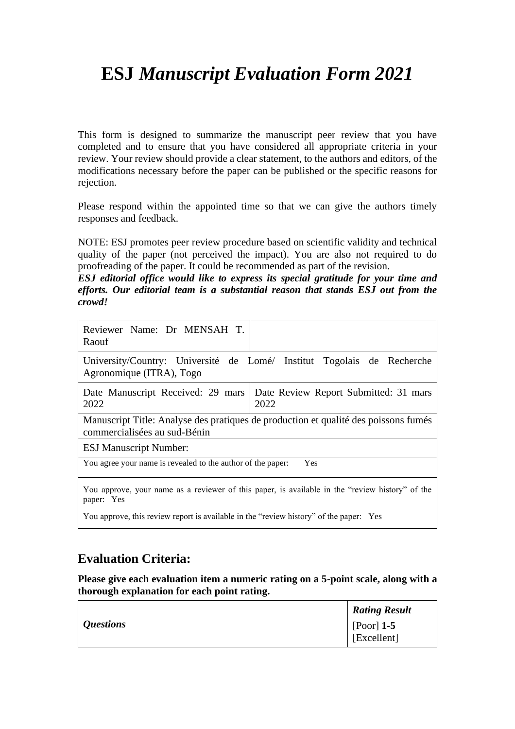# ESJ *Manuscript Evaluation Form 2021*

This form is designed to summarize the manuscript peer review that you have completed and to ensure that you have considered all appropriate criteria in your review. Your review should provide a clear statement, to the authors and editors, of the modifications necessary before the paper can be published or the specific reasons for rejection.

Please respond within the appointed time so that we can give the authors timely responses and feedback.

NOTE: ESJ promotes peer review procedure based on scientific validity and technical quality of the paper (not perceived the impact). You are also not required to do proofreading of the paper. It could be recommended as part of the revision.

***ESJ editorial office would like to express its special gratitude for your time and efforts. Our editorial team is a substantial reason that stands ESJ out from the crowd!***

| Reviewer Name: Dr MENSAH T. Raouf | |
|---|---|
| University/Country: Université de Lomé/ Institut Togolais de Recherche Agronomique (ITRA), Togo | |
| Date Manuscript Received: 29 mars 2022 | Date Review Report Submitted: 31 mars 2022 |
| Manuscript Title: Analyse des pratiques de production et qualité des poissons fumés commercialisées au sud-Bénin | |
| ESJ Manuscript Number: | |
| You agree your name is revealed to the author of the paper: Yes | |
| You approve, your name as a reviewer of this paper, is available in the "review history" of the paper: Yes<br>You approve, this review report is available in the "review history" of the paper: Yes | |

## Evaluation Criteria:

**Please give each evaluation item a numeric rating on a 5-point scale, along with a thorough explanation for each point rating.**

| *Questions* | ***Rating Result***<br>[Poor] **1-5** [Excellent] |
|---|---|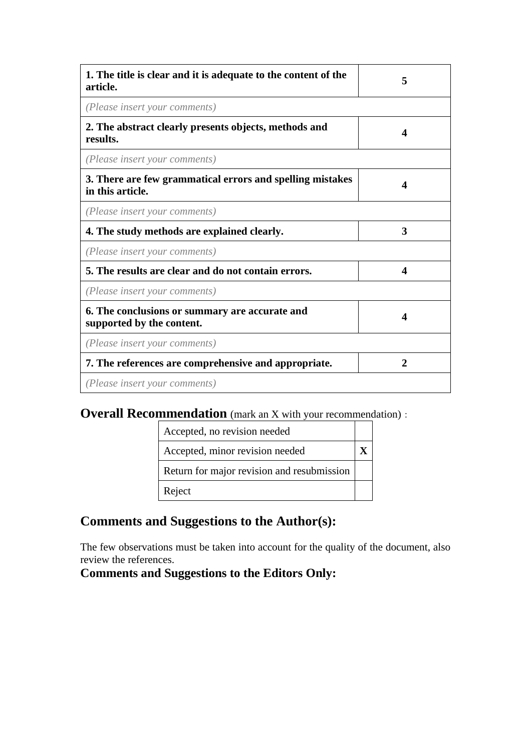| **1. The title is clear and it is adequate to the content of the article.** | **5** |
|---|---|
| *(Please insert your comments)* | |
| **2. The abstract clearly presents objects, methods and results.** | **4** |
| *(Please insert your comments)* | |
| **3. There are few grammatical errors and spelling mistakes in this article.** | **4** |
| *(Please insert your comments)* | |
| **4. The study methods are explained clearly.** | **3** |
| *(Please insert your comments)* | |
| **5. The results are clear and do not contain errors.** | **4** |
| *(Please insert your comments)* | |
| **6. The conclusions or summary are accurate and supported by the content.** | **4** |
| *(Please insert your comments)* | |
| **7. The references are comprehensive and appropriate.** | **2** |
| *(Please insert your comments)* | |

**Overall Recommendation** (mark an X with your recommendation) :

| Accepted, no revision needed | |
|---|---|
| Accepted, minor revision needed | **X** |
| Return for major revision and resubmission | |
| Reject | |

## Comments and Suggestions to the Author(s):

The few observations must be taken into account for the quality of the document, also review the references.

**Comments and Suggestions to the Editors Only:**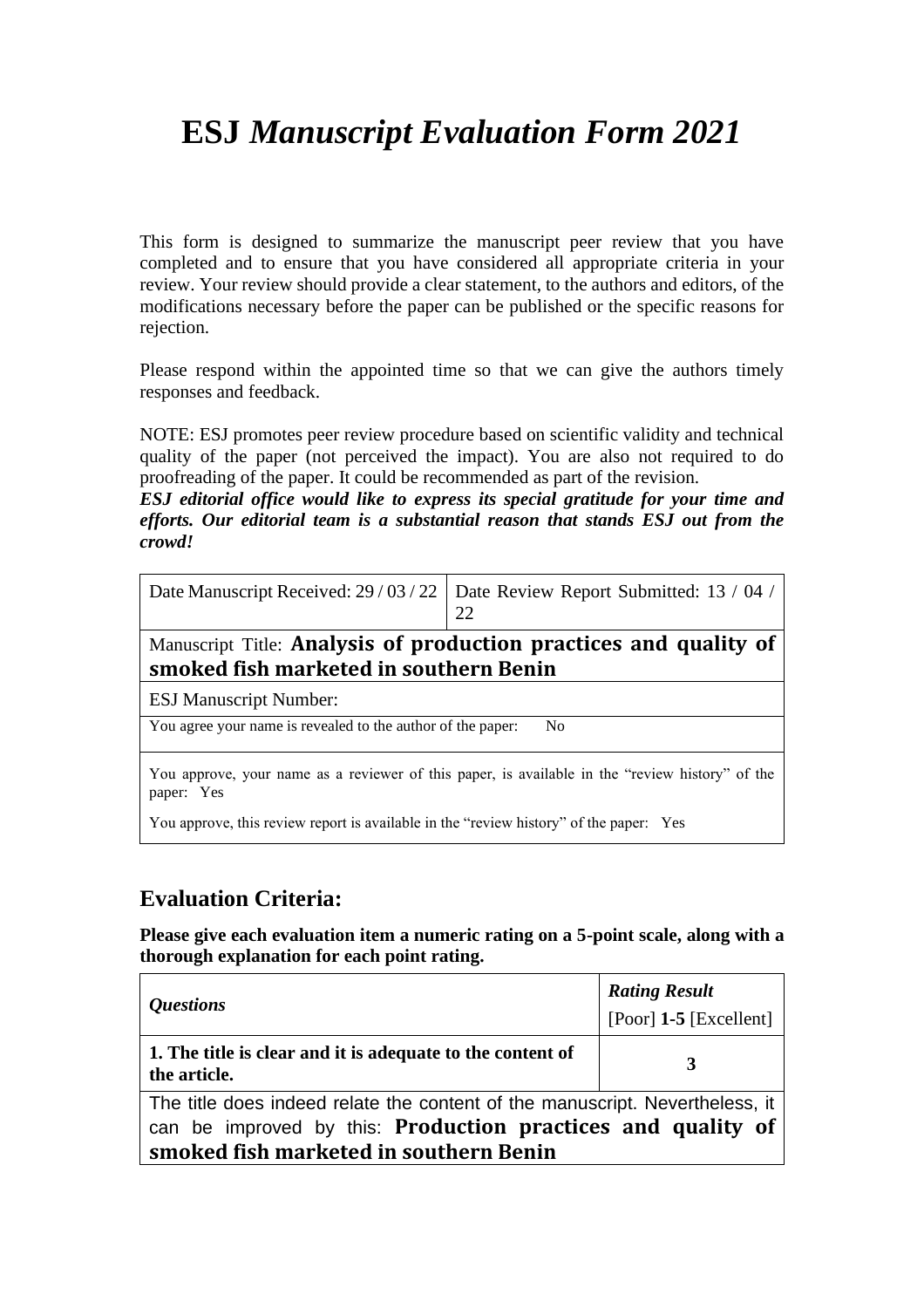# ESJ *Manuscript Evaluation Form 2021*

This form is designed to summarize the manuscript peer review that you have completed and to ensure that you have considered all appropriate criteria in your review. Your review should provide a clear statement, to the authors and editors, of the modifications necessary before the paper can be published or the specific reasons for rejection.

Please respond within the appointed time so that we can give the authors timely responses and feedback.

NOTE: ESJ promotes peer review procedure based on scientific validity and technical quality of the paper (not perceived the impact). You are also not required to do proofreading of the paper. It could be recommended as part of the revision.

***ESJ editorial office would like to express its special gratitude for your time and efforts. Our editorial team is a substantial reason that stands ESJ out from the crowd!***

| Date Manuscript Received: 29 / 03 / 22 | Date Review Report Submitted: 13 / 04 / 22 |
|---|---|
| Manuscript Title: **Analysis of production practices and quality of smoked fish marketed in southern Benin** | |
| ESJ Manuscript Number: | |
| You agree your name is revealed to the author of the paper: No | |
| You approve, your name as a reviewer of this paper, is available in the "review history" of the paper: Yes<br>You approve, this review report is available in the "review history" of the paper: Yes | |

## Evaluation Criteria:

**Please give each evaluation item a numeric rating on a 5-point scale, along with a thorough explanation for each point rating.**

| *Questions* | ***Rating Result*** [Poor] **1-5** [Excellent] |
|---|---|
| **1. The title is clear and it is adequate to the content of the article.** | **3** |
| The title does indeed relate the content of the manuscript. Nevertheless, it can be improved by this: **Production practices and quality of smoked fish marketed in southern Benin** | |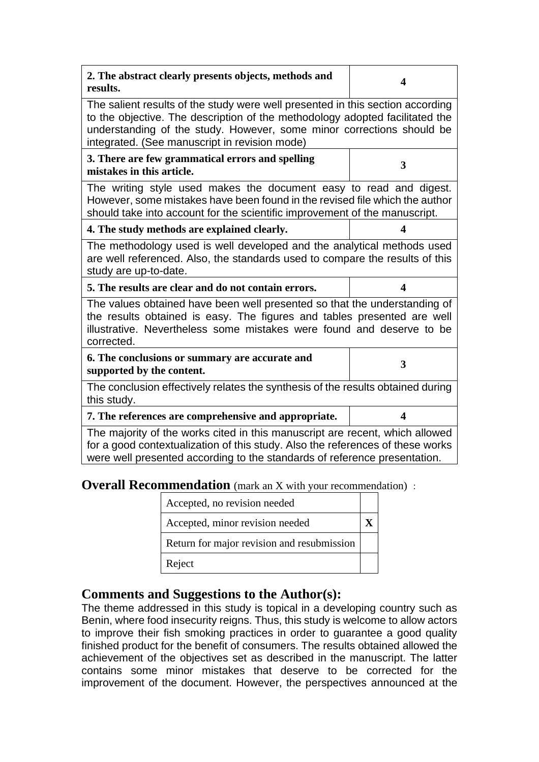| 2. The abstract clearly presents objects, methods and results. | 4 |
|---|---|
| The salient results of the study were well presented in this section according to the objective. The description of the methodology adopted facilitated the understanding of the study. However, some minor corrections should be integrated. (See manuscript in revision mode) | |
| **3. There are few grammatical errors and spelling mistakes in this article.** | **3** |
| The writing style used makes the document easy to read and digest. However, some mistakes have been found in the revised file which the author should take into account for the scientific improvement of the manuscript. | |
| **4. The study methods are explained clearly.** | **4** |
| The methodology used is well developed and the analytical methods used are well referenced. Also, the standards used to compare the results of this study are up-to-date. | |
| **5. The results are clear and do not contain errors.** | **4** |
| The values obtained have been well presented so that the understanding of the results obtained is easy. The figures and tables presented are well illustrative. Nevertheless some mistakes were found and deserve to be corrected. | |
| **6. The conclusions or summary are accurate and supported by the content.** | **3** |
| The conclusion effectively relates the synthesis of the results obtained during this study. | |
| **7. The references are comprehensive and appropriate.** | **4** |
| The majority of the works cited in this manuscript are recent, which allowed for a good contextualization of this study. Also the references of these works were well presented according to the standards of reference presentation. | |

## Overall Recommendation (mark an X with your recommendation) :

| Recommendation | |
|---|---|
| Accepted, no revision needed | |
| Accepted, minor revision needed | X |
| Return for major revision and resubmission | |
| Reject | |

## Comments and Suggestions to the Author(s):

The theme addressed in this study is topical in a developing country such as Benin, where food insecurity reigns. Thus, this study is welcome to allow actors to improve their fish smoking practices in order to guarantee a good quality finished product for the benefit of consumers. The results obtained allowed the achievement of the objectives set as described in the manuscript. The latter contains some minor mistakes that deserve to be corrected for the improvement of the document. However, the perspectives announced at the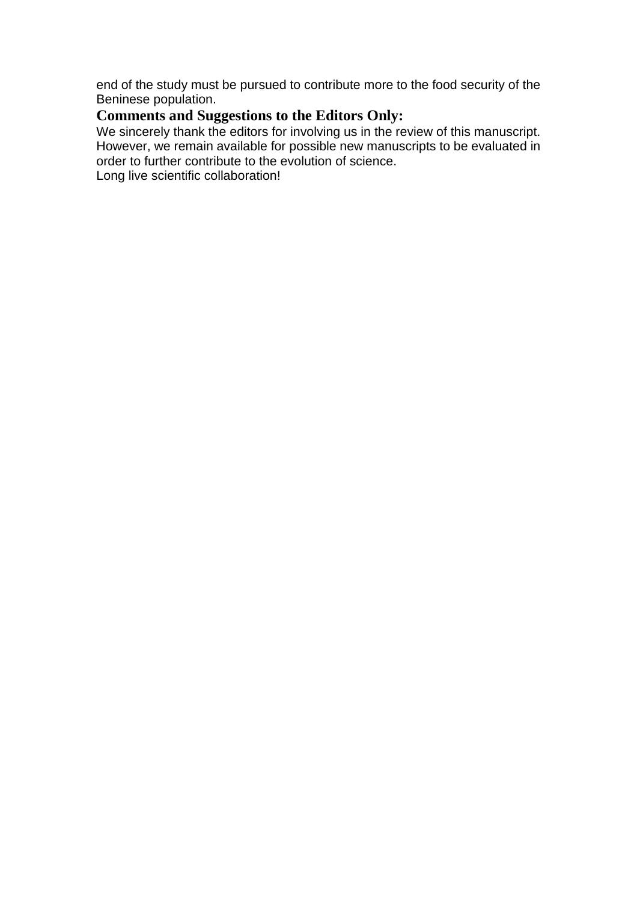end of the study must be pursued to contribute more to the food security of the Beninese population.

## Comments and Suggestions to the Editors Only:

We sincerely thank the editors for involving us in the review of this manuscript. However, we remain available for possible new manuscripts to be evaluated in order to further contribute to the evolution of science.
Long live scientific collaboration!